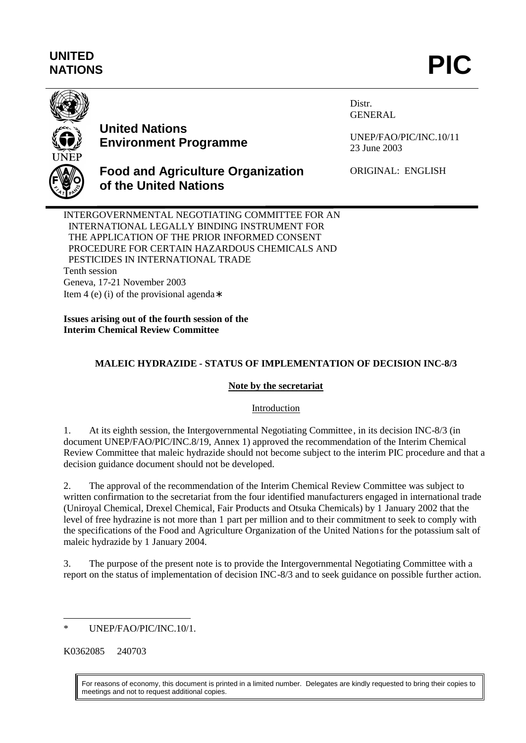**UNITED NATIONS**

# PIC

**United Nations Environment Programme**

**Food and Agriculture Organization of the United Nations**

Distr.
GENERAL

UNEP/FAO/PIC/INC.10/11
23 June 2003

ORIGINAL: ENGLISH

INTERGOVERNMENTAL NEGOTIATING COMMITTEE FOR AN INTERNATIONAL LEGALLY BINDING INSTRUMENT FOR THE APPLICATION OF THE PRIOR INFORMED CONSENT PROCEDURE FOR CERTAIN HAZARDOUS CHEMICALS AND PESTICIDES IN INTERNATIONAL TRADE
Tenth session
Geneva, 17-21 November 2003
Item 4 (e) (i) of the provisional agenda*

**Issues arising out of the fourth session of the Interim Chemical Review Committee**

## MALEIC HYDRAZIDE - STATUS OF IMPLEMENTATION OF DECISION INC-8/3

### Note by the secretariat

#### Introduction

1. At its eighth session, the Intergovernmental Negotiating Committee, in its decision INC-8/3 (in document UNEP/FAO/PIC/INC.8/19, Annex 1) approved the recommendation of the Interim Chemical Review Committee that maleic hydrazide should not become subject to the interim PIC procedure and that a decision guidance document should not be developed.

2. The approval of the recommendation of the Interim Chemical Review Committee was subject to written confirmation to the secretariat from the four identified manufacturers engaged in international trade (Uniroyal Chemical, Drexel Chemical, Fair Products and Otsuka Chemicals) by 1 January 2002 that the level of free hydrazine is not more than 1 part per million and to their commitment to seek to comply with the specifications of the Food and Agriculture Organization of the United Nations for the potassium salt of maleic hydrazide by 1 January 2004.

3. The purpose of the present note is to provide the Intergovernmental Negotiating Committee with a report on the status of implementation of decision INC-8/3 and to seek guidance on possible further action.

---

\* UNEP/FAO/PIC/INC.10/1.

K0362085 240703

For reasons of economy, this document is printed in a limited number. Delegates are kindly requested to bring their copies to meetings and not to request additional copies.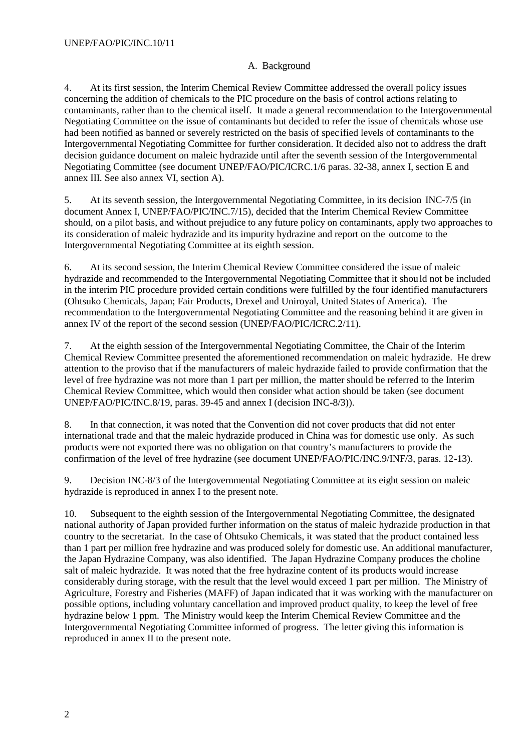## A. Background

4. At its first session, the Interim Chemical Review Committee addressed the overall policy issues concerning the addition of chemicals to the PIC procedure on the basis of control actions relating to contaminants, rather than to the chemical itself. It made a general recommendation to the Intergovernmental Negotiating Committee on the issue of contaminants but decided to refer the issue of chemicals whose use had been notified as banned or severely restricted on the basis of specified levels of contaminants to the Intergovernmental Negotiating Committee for further consideration. It decided also not to address the draft decision guidance document on maleic hydrazide until after the seventh session of the Intergovernmental Negotiating Committee (see document UNEP/FAO/PIC/ICRC.1/6 paras. 32-38, annex I, section E and annex III. See also annex VI, section A).

5. At its seventh session, the Intergovernmental Negotiating Committee, in its decision INC-7/5 (in document Annex I, UNEP/FAO/PIC/INC.7/15), decided that the Interim Chemical Review Committee should, on a pilot basis, and without prejudice to any future policy on contaminants, apply two approaches to its consideration of maleic hydrazide and its impurity hydrazine and report on the outcome to the Intergovernmental Negotiating Committee at its eighth session.

6. At its second session, the Interim Chemical Review Committee considered the issue of maleic hydrazide and recommended to the Intergovernmental Negotiating Committee that it should not be included in the interim PIC procedure provided certain conditions were fulfilled by the four identified manufacturers (Ohtsuko Chemicals, Japan; Fair Products, Drexel and Uniroyal, United States of America). The recommendation to the Intergovernmental Negotiating Committee and the reasoning behind it are given in annex IV of the report of the second session (UNEP/FAO/PIC/ICRC.2/11).

7. At the eighth session of the Intergovernmental Negotiating Committee, the Chair of the Interim Chemical Review Committee presented the aforementioned recommendation on maleic hydrazide. He drew attention to the proviso that if the manufacturers of maleic hydrazide failed to provide confirmation that the level of free hydrazine was not more than 1 part per million, the matter should be referred to the Interim Chemical Review Committee, which would then consider what action should be taken (see document UNEP/FAO/PIC/INC.8/19, paras. 39-45 and annex I (decision INC-8/3)).

8. In that connection, it was noted that the Convention did not cover products that did not enter international trade and that the maleic hydrazide produced in China was for domestic use only. As such products were not exported there was no obligation on that country's manufacturers to provide the confirmation of the level of free hydrazine (see document UNEP/FAO/PIC/INC.9/INF/3, paras. 12-13).

9. Decision INC-8/3 of the Intergovernmental Negotiating Committee at its eight session on maleic hydrazide is reproduced in annex I to the present note.

10. Subsequent to the eighth session of the Intergovernmental Negotiating Committee, the designated national authority of Japan provided further information on the status of maleic hydrazide production in that country to the secretariat. In the case of Ohtsuko Chemicals, it was stated that the product contained less than 1 part per million free hydrazine and was produced solely for domestic use. An additional manufacturer, the Japan Hydrazine Company, was also identified. The Japan Hydrazine Company produces the choline salt of maleic hydrazide. It was noted that the free hydrazine content of its products would increase considerably during storage, with the result that the level would exceed 1 part per million. The Ministry of Agriculture, Forestry and Fisheries (MAFF) of Japan indicated that it was working with the manufacturer on possible options, including voluntary cancellation and improved product quality, to keep the level of free hydrazine below 1 ppm. The Ministry would keep the Interim Chemical Review Committee and the Intergovernmental Negotiating Committee informed of progress. The letter giving this information is reproduced in annex II to the present note.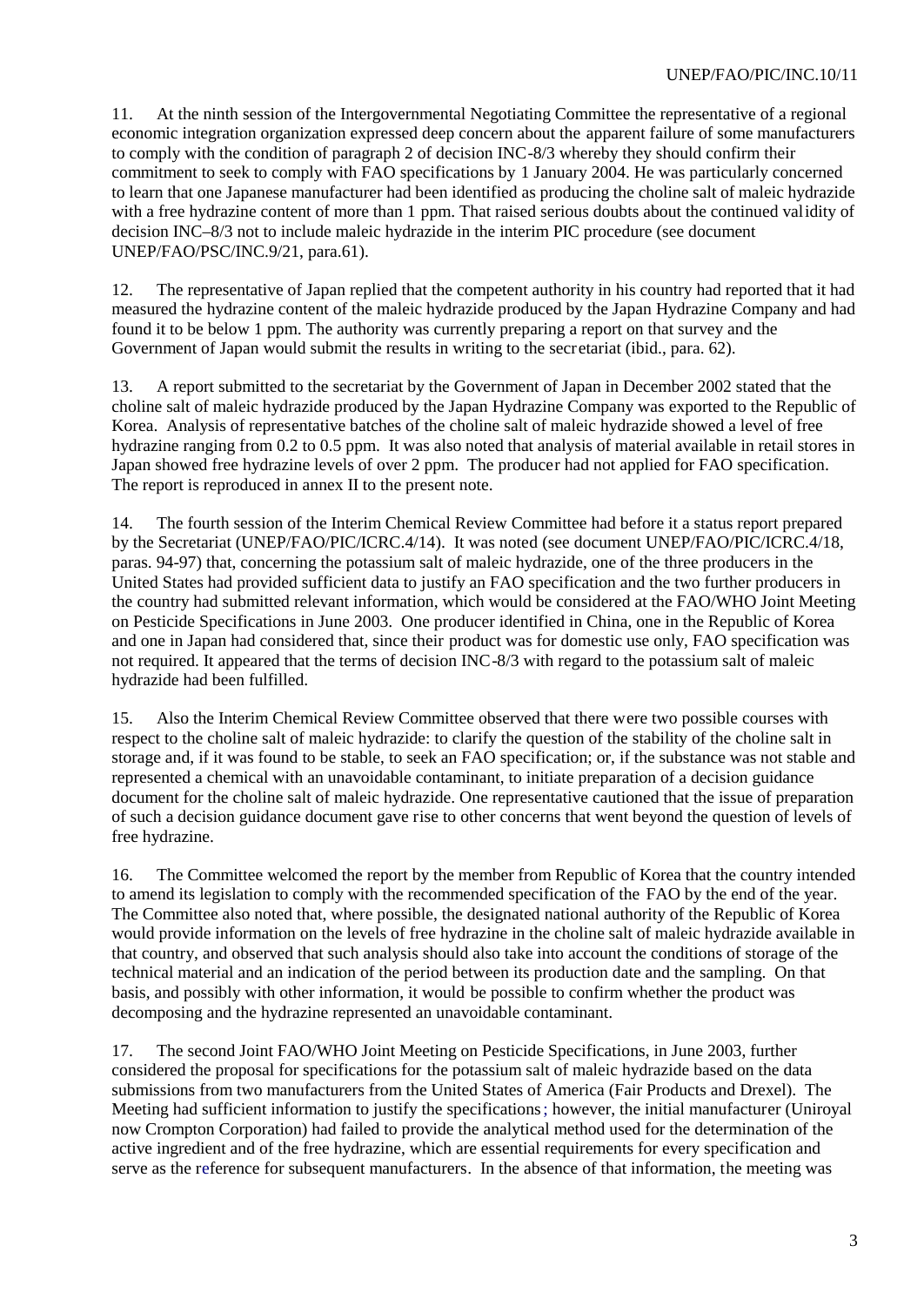11. At the ninth session of the Intergovernmental Negotiating Committee the representative of a regional economic integration organization expressed deep concern about the apparent failure of some manufacturers to comply with the condition of paragraph 2 of decision INC-8/3 whereby they should confirm their commitment to seek to comply with FAO specifications by 1 January 2004. He was particularly concerned to learn that one Japanese manufacturer had been identified as producing the choline salt of maleic hydrazide with a free hydrazine content of more than 1 ppm. That raised serious doubts about the continued validity of decision INC–8/3 not to include maleic hydrazide in the interim PIC procedure (see document UNEP/FAO/PSC/INC.9/21, para.61).

12. The representative of Japan replied that the competent authority in his country had reported that it had measured the hydrazine content of the maleic hydrazide produced by the Japan Hydrazine Company and had found it to be below 1 ppm. The authority was currently preparing a report on that survey and the Government of Japan would submit the results in writing to the secretariat (ibid., para. 62).

13. A report submitted to the secretariat by the Government of Japan in December 2002 stated that the choline salt of maleic hydrazide produced by the Japan Hydrazine Company was exported to the Republic of Korea. Analysis of representative batches of the choline salt of maleic hydrazide showed a level of free hydrazine ranging from 0.2 to 0.5 ppm. It was also noted that analysis of material available in retail stores in Japan showed free hydrazine levels of over 2 ppm. The producer had not applied for FAO specification. The report is reproduced in annex II to the present note.

14. The fourth session of the Interim Chemical Review Committee had before it a status report prepared by the Secretariat (UNEP/FAO/PIC/ICRC.4/14). It was noted (see document UNEP/FAO/PIC/ICRC.4/18, paras. 94-97) that, concerning the potassium salt of maleic hydrazide, one of the three producers in the United States had provided sufficient data to justify an FAO specification and the two further producers in the country had submitted relevant information, which would be considered at the FAO/WHO Joint Meeting on Pesticide Specifications in June 2003. One producer identified in China, one in the Republic of Korea and one in Japan had considered that, since their product was for domestic use only, FAO specification was not required. It appeared that the terms of decision INC-8/3 with regard to the potassium salt of maleic hydrazide had been fulfilled.

15. Also the Interim Chemical Review Committee observed that there were two possible courses with respect to the choline salt of maleic hydrazide: to clarify the question of the stability of the choline salt in storage and, if it was found to be stable, to seek an FAO specification; or, if the substance was not stable and represented a chemical with an unavoidable contaminant, to initiate preparation of a decision guidance document for the choline salt of maleic hydrazide. One representative cautioned that the issue of preparation of such a decision guidance document gave rise to other concerns that went beyond the question of levels of free hydrazine.

16. The Committee welcomed the report by the member from Republic of Korea that the country intended to amend its legislation to comply with the recommended specification of the FAO by the end of the year. The Committee also noted that, where possible, the designated national authority of the Republic of Korea would provide information on the levels of free hydrazine in the choline salt of maleic hydrazide available in that country, and observed that such analysis should also take into account the conditions of storage of the technical material and an indication of the period between its production date and the sampling. On that basis, and possibly with other information, it would be possible to confirm whether the product was decomposing and the hydrazine represented an unavoidable contaminant.

17. The second Joint FAO/WHO Joint Meeting on Pesticide Specifications, in June 2003, further considered the proposal for specifications for the potassium salt of maleic hydrazide based on the data submissions from two manufacturers from the United States of America (Fair Products and Drexel). The Meeting had sufficient information to justify the specifications; however, the initial manufacturer (Uniroyal now Crompton Corporation) had failed to provide the analytical method used for the determination of the active ingredient and of the free hydrazine, which are essential requirements for every specification and serve as the reference for subsequent manufacturers. In the absence of that information, the meeting was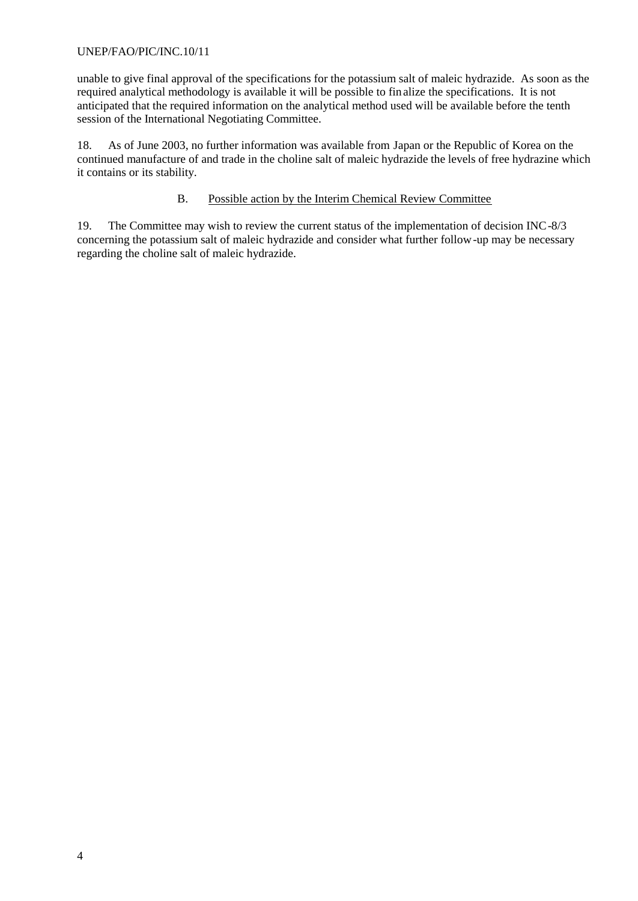unable to give final approval of the specifications for the potassium salt of maleic hydrazide. As soon as the required analytical methodology is available it will be possible to finalize the specifications. It is not anticipated that the required information on the analytical method used will be available before the tenth session of the International Negotiating Committee.

18. As of June 2003, no further information was available from Japan or the Republic of Korea on the continued manufacture of and trade in the choline salt of maleic hydrazide the levels of free hydrazine which it contains or its stability.

### B. Possible action by the Interim Chemical Review Committee

19. The Committee may wish to review the current status of the implementation of decision INC-8/3 concerning the potassium salt of maleic hydrazide and consider what further follow-up may be necessary regarding the choline salt of maleic hydrazide.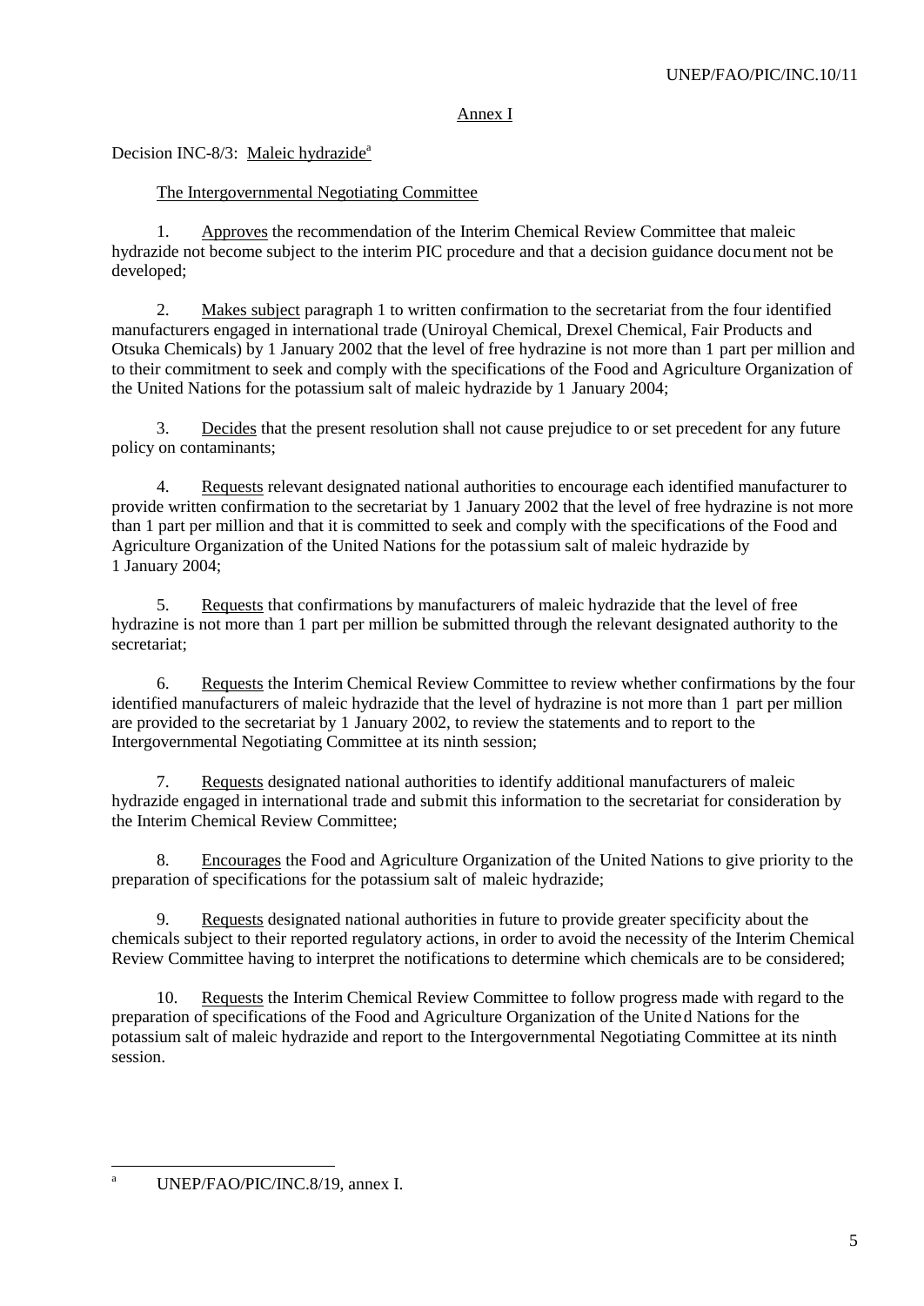Annex I

Decision INC-8/3: Maleic hydrazide[a]

The Intergovernmental Negotiating Committee

1. Approves the recommendation of the Interim Chemical Review Committee that maleic hydrazide not become subject to the interim PIC procedure and that a decision guidance document not be developed;

2. Makes subject paragraph 1 to written confirmation to the secretariat from the four identified manufacturers engaged in international trade (Uniroyal Chemical, Drexel Chemical, Fair Products and Otsuka Chemicals) by 1 January 2002 that the level of free hydrazine is not more than 1 part per million and to their commitment to seek and comply with the specifications of the Food and Agriculture Organization of the United Nations for the potassium salt of maleic hydrazide by 1 January 2004;

3. Decides that the present resolution shall not cause prejudice to or set precedent for any future policy on contaminants;

4. Requests relevant designated national authorities to encourage each identified manufacturer to provide written confirmation to the secretariat by 1 January 2002 that the level of free hydrazine is not more than 1 part per million and that it is committed to seek and comply with the specifications of the Food and Agriculture Organization of the United Nations for the potassium salt of maleic hydrazide by 1 January 2004;

5. Requests that confirmations by manufacturers of maleic hydrazide that the level of free hydrazine is not more than 1 part per million be submitted through the relevant designated authority to the secretariat;

6. Requests the Interim Chemical Review Committee to review whether confirmations by the four identified manufacturers of maleic hydrazide that the level of hydrazine is not more than 1 part per million are provided to the secretariat by 1 January 2002, to review the statements and to report to the Intergovernmental Negotiating Committee at its ninth session;

7. Requests designated national authorities to identify additional manufacturers of maleic hydrazide engaged in international trade and submit this information to the secretariat for consideration by the Interim Chemical Review Committee;

8. Encourages the Food and Agriculture Organization of the United Nations to give priority to the preparation of specifications for the potassium salt of maleic hydrazide;

9. Requests designated national authorities in future to provide greater specificity about the chemicals subject to their reported regulatory actions, in order to avoid the necessity of the Interim Chemical Review Committee having to interpret the notifications to determine which chemicals are to be considered;

10. Requests the Interim Chemical Review Committee to follow progress made with regard to the preparation of specifications of the Food and Agriculture Organization of the United Nations for the potassium salt of maleic hydrazide and report to the Intergovernmental Negotiating Committee at its ninth session.

---

[a] UNEP/FAO/PIC/INC.8/19, annex I.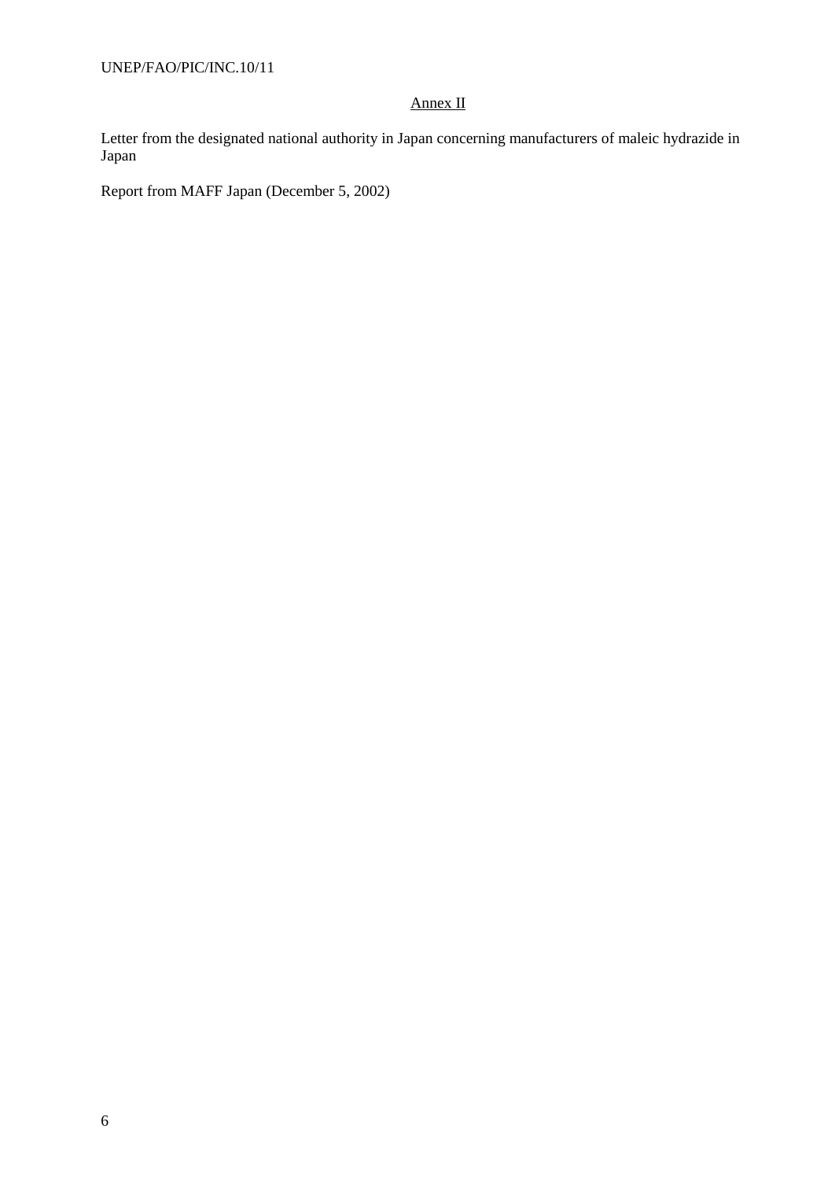Annex II

Letter from the designated national authority in Japan concerning manufacturers of maleic hydrazide in Japan

Report from MAFF Japan (December 5, 2002)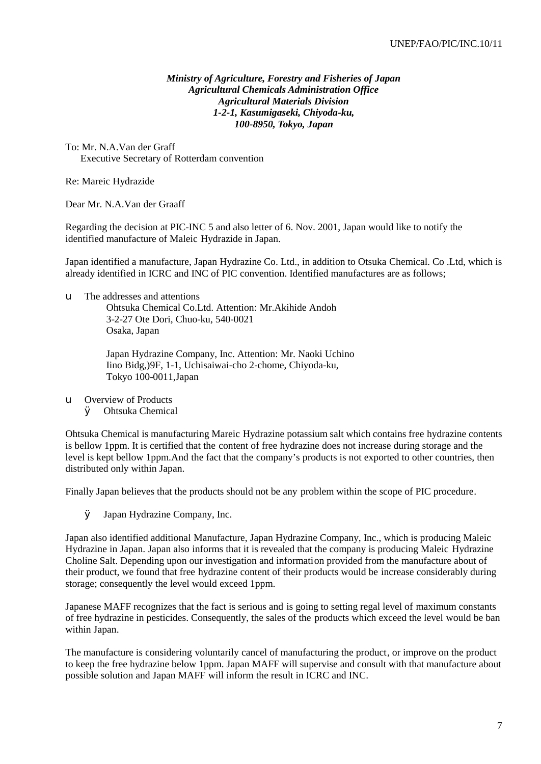***Ministry of Agriculture, Forestry and Fisheries of Japan***
***Agricultural Chemicals Administration Office***
***Agricultural Materials Division***
***1-2-1, Kasumigaseki, Chiyoda-ku,***
***100-8950, Tokyo, Japan***

To: Mr. N.A.Van der Graff
Executive Secretary of Rotterdam convention

Re: Mareic Hydrazide

Dear Mr. N.A.Van der Graaff

Regarding the decision at PIC-INC 5 and also letter of 6. Nov. 2001, Japan would like to notify the identified manufacture of Maleic Hydrazide in Japan.

Japan identified a manufacture, Japan Hydrazine Co. Ltd., in addition to Otsuka Chemical. Co .Ltd, which is already identified in ICRC and INC of PIC convention. Identified manufactures are as follows;

- The addresses and attentions

  Ohtsuka Chemical Co.Ltd. Attention: Mr.Akihide Andoh
  3-2-27 Ote Dori, Chuo-ku, 540-0021
  Osaka, Japan

  Japan Hydrazine Company, Inc. Attention: Mr. Naoki Uchino
  Iino Bidg,)9F, 1-1, Uchisaiwai-cho 2-chome, Chiyoda-ku,
  Tokyo 100-0011,Japan

- Overview of Products
  - Ohtsuka Chemical

Ohtsuka Chemical is manufacturing Mareic Hydrazine potassium salt which contains free hydrazine contents is bellow 1ppm. It is certified that the content of free hydrazine does not increase during storage and the level is kept bellow 1ppm.And the fact that the company's products is not exported to other countries, then distributed only within Japan.

Finally Japan believes that the products should not be any problem within the scope of PIC procedure.

  - Japan Hydrazine Company, Inc.

Japan also identified additional Manufacture, Japan Hydrazine Company, Inc., which is producing Maleic Hydrazine in Japan. Japan also informs that it is revealed that the company is producing Maleic Hydrazine Choline Salt. Depending upon our investigation and information provided from the manufacture about of their product, we found that free hydrazine content of their products would be increase considerably during storage; consequently the level would exceed 1ppm.

Japanese MAFF recognizes that the fact is serious and is going to setting regal level of maximum constants of free hydrazine in pesticides. Consequently, the sales of the products which exceed the level would be ban within Japan.

The manufacture is considering voluntarily cancel of manufacturing the product, or improve on the product to keep the free hydrazine below 1ppm. Japan MAFF will supervise and consult with that manufacture about possible solution and Japan MAFF will inform the result in ICRC and INC.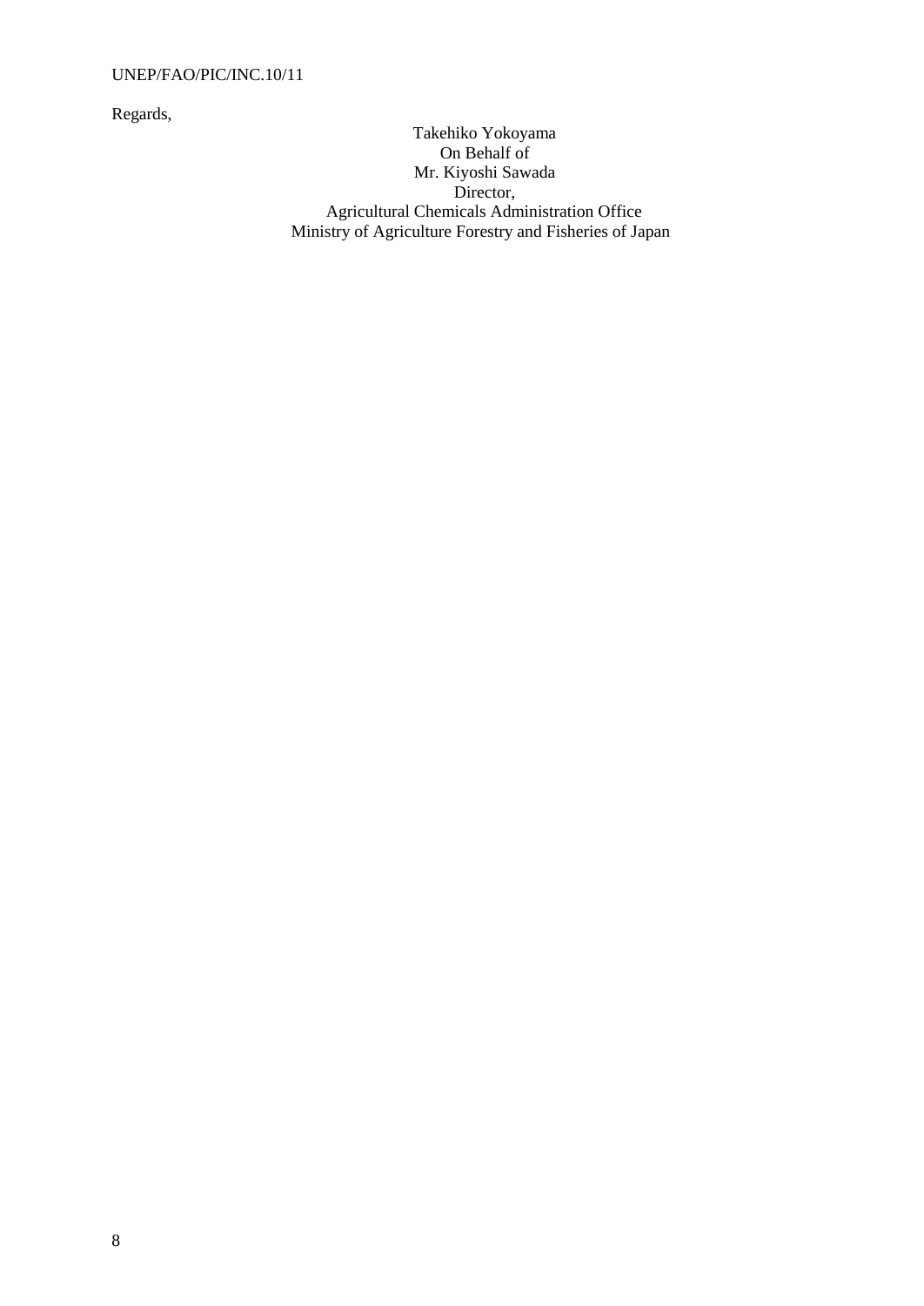Regards,

Takehiko Yokoyama
On Behalf of
Mr. Kiyoshi Sawada
Director,
Agricultural Chemicals Administration Office
Ministry of Agriculture Forestry and Fisheries of Japan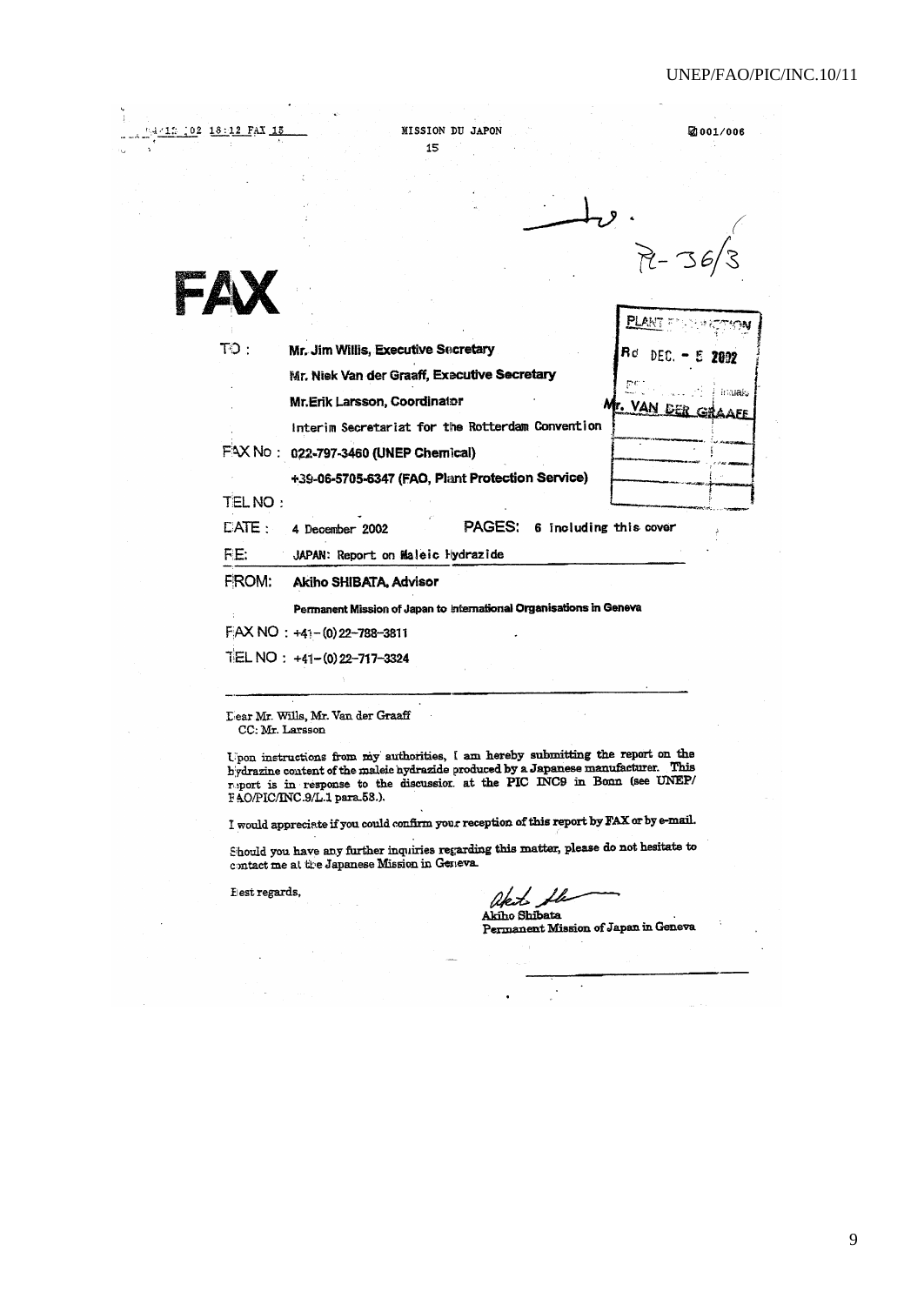02/12/02 18:12 FAX 15 MISSION DU JAPON 15 001/006

# FAX

TO : **Mr. Jim Willis, Executive Secretary**

**Mr. Niek Van der Graaff, Executive Secretary**

**Mr. Erik Larsson, Coordinator**

Interim Secretariat for the Rotterdam Convention

FAX No : **022-797-3460 (UNEP Chemical)**

**+39-06-5705-6347 (FAO, Plant Protection Service)**

TEL NO :

DATE : 4 December 2002 PAGES: 6 including this cover

RE: JAPAN: Report on Maleic Hydrazide

FROM: **Akiho SHIBATA, Advisor**

**Permanent Mission of Japan to International Organisations in Geneva**

FAX NO : +41-(0)22-788-3811

TEL NO : +41-(0)22-717-3324

---

Dear Mr. Wills, Mr. Van der Graaff
CC: Mr. Larsson

Upon instructions from my authorities, I am hereby submitting the report on the hydrazine content of the maleic hydrazide produced by a Japanese manufacturer. This report is in response to the discussion at the PIC INC9 in Bonn (see UNEP/FAO/PIC/INC.9/L.1 para.53.).

I would appreciate if you could confirm your reception of this report by FAX or by e-mail.

Should you have any further inquiries regarding this matter, please do not hesitate to contact me at the Japanese Mission in Geneva.

Best regards,

Akiho Shibata
Permanent Mission of Japan in Geneva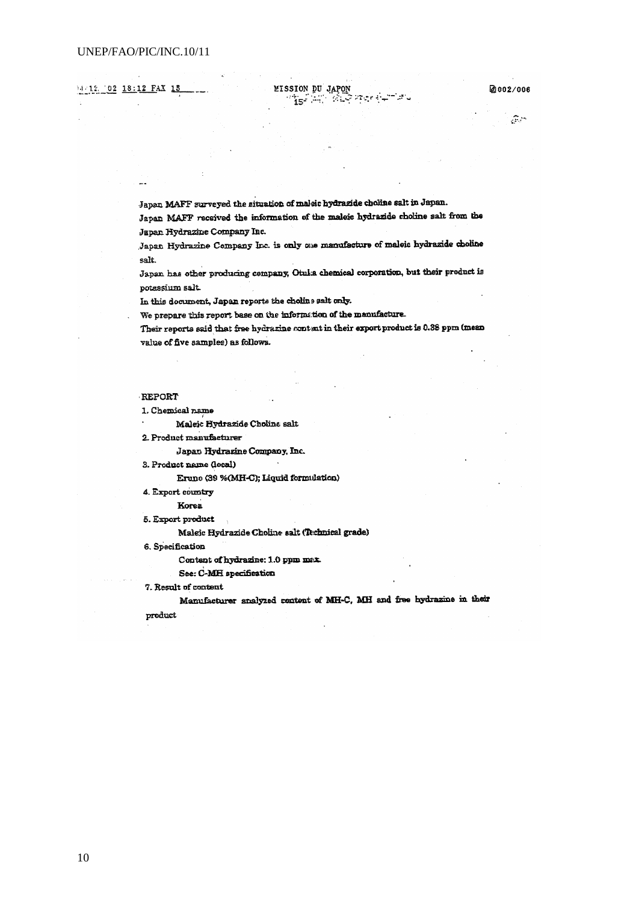Japan MAFF surveyed the situation of maleic hydrazide choline salt in Japan.

Japan MAFF received the information of the maleic hydrazide choline salt from the Japan Hydrazine Company Inc.

Japan Hydrazine Company Inc. is only one manufacture of maleic hydrazide choline salt.

Japan has other producing company, Otuka chemical corporation, but their product is potassium salt.

In this document, Japan reports the choline salt only.

We prepare this report base on the information of the manufacture.

Their reports said that free hydrazine content in their export product is 0.38 ppm (mean value of five samples) as follows.

## REPORT

1. Chemical name

   Maleic Hydrazide Choline salt

2. Product manufacturer

   Japan Hydrazine Company, Inc.

3. Product name (local)

   Eruno (39 %(MH-C); Liquid formulation)

4. Export country

   Korea

5. Export product

   Maleic Hydrazide Choline salt (Technical grade)

6. Specification

   Content of hydrazine: 1.0 ppm max.

   See: C-MH specification

7. Result of content

   Manufacturer analyzed content of MH-C, MH and free hydrazine in their product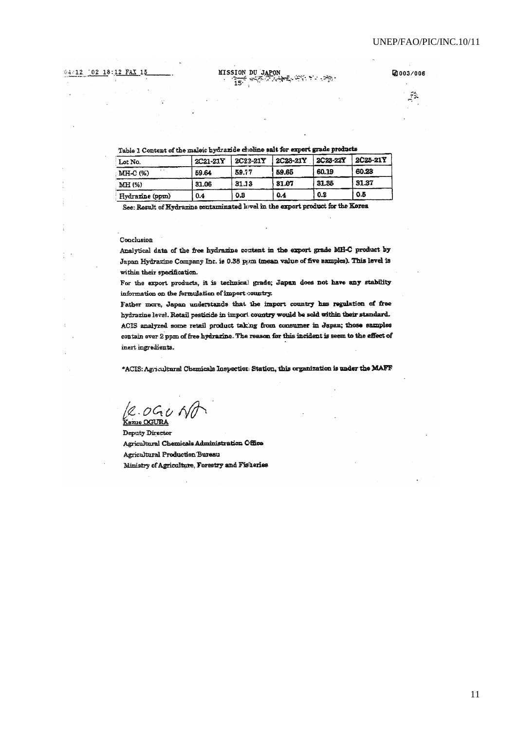Table 1 Content of the maleic hydrazide choline salt for export grade products

| Lot No. | 2C21-21Y | 2C22-21Y | 2C23-21Y | 2C23-22Y | 2C25-21Y |
|---|---|---|---|---|---|
| MH-C (%) | 59.64 | 59.77 | 59.65 | 60.19 | 60.23 |
| MH (%) | 31.06 | 31.13 | 31.07 | 31.35 | 31.37 |
| Hydrazine (ppm) | 0.4 | 0.3 | 0.4 | 0.2 | 0.5 |

See: Result of Hydrazine contaminated level in the export product for the Korea

Conclusion

Analytical data of the free hydrazine content in the export grade MH-C product by Japan Hydrazine Company Inc. is 0.38 ppm (mean value of five samples). This level is within their specification.

For the export products, it is technical grade; Japan does not have any stability information on the formulation of import country.

Father more, Japan understands that the import country has regulation of free hydrazine level. Retail pesticide in import country would be sold within their standard. ACIS analyzed some retail product taking from consumer in Japan; those samples contain over 2 ppm of free hydrazine. The reason for this incident is seem to the effect of inert ingredients.

*ACIS: Agricultural Chemicals Inspection Station, this organization is under the MAFF

K. OGURA

Kazuo OGURA

Deputy Director

Agricultural Chemicals Administration Office

Agricultural Production Bureau

Ministry of Agriculture, Forestry and Fisheries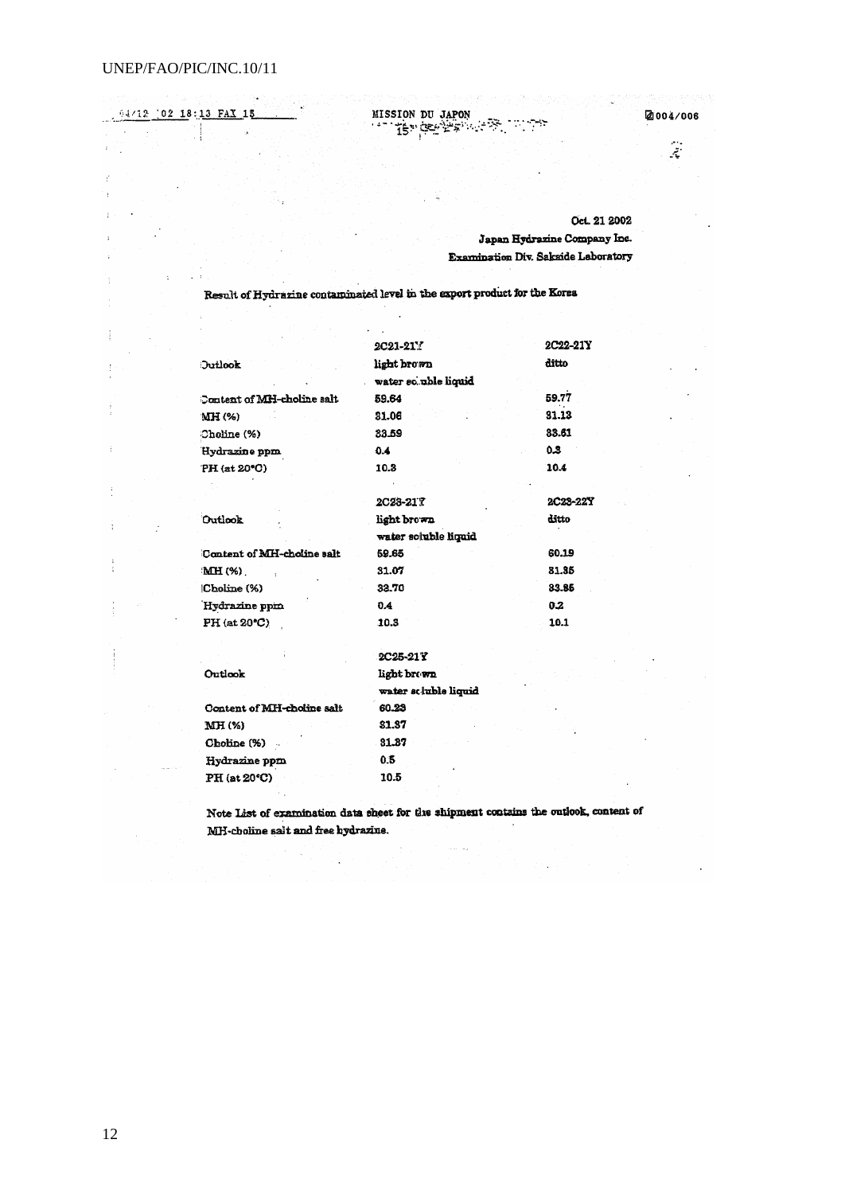04/12 '02 18:13 FAX 15 MISSION DU JAPON 004/006

Oct. 21 2002

Japan Hydrazine Company Inc.

Examination Div. Sakaide Laboratory

Result of Hydrazine contaminated level in the export product for the Korea

| | 2C21-21Y | 2C22-21Y |
|---|---|---|
| Outlook | light brown water soluble liquid | ditto |
| Content of MH-choline salt | 59.64 | 59.77 |
| MH (%) | 31.06 | 31.13 |
| Choline (%) | 33.59 | 33.61 |
| Hydrazine ppm | 0.4 | 0.3 |
| PH (at 20°C) | 10.3 | 10.4 |

| | 2C23-21Y | 2C23-22Y |
|---|---|---|
| Outlook | light brown water soluble liquid | ditto |
| Content of MH-choline salt | 59.65 | 60.19 |
| MH (%) | 31.07 | 31.35 |
| Choline (%) | 32.70 | 33.85 |
| Hydrazine ppm | 0.4 | 0.2 |
| PH (at 20°C) | 10.3 | 10.1 |

| | 2C25-21Y |
|---|---|
| Outlook | light brown water soluble liquid |
| Content of MH-choline salt | 60.23 |
| MH (%) | 31.37 |
| Choline (%) | 31.37 |
| Hydrazine ppm | 0.5 |
| PH (at 20°C) | 10.5 |

Note List of examination data sheet for the shipment contains the outlook, content of MH-choline salt and free hydrazine.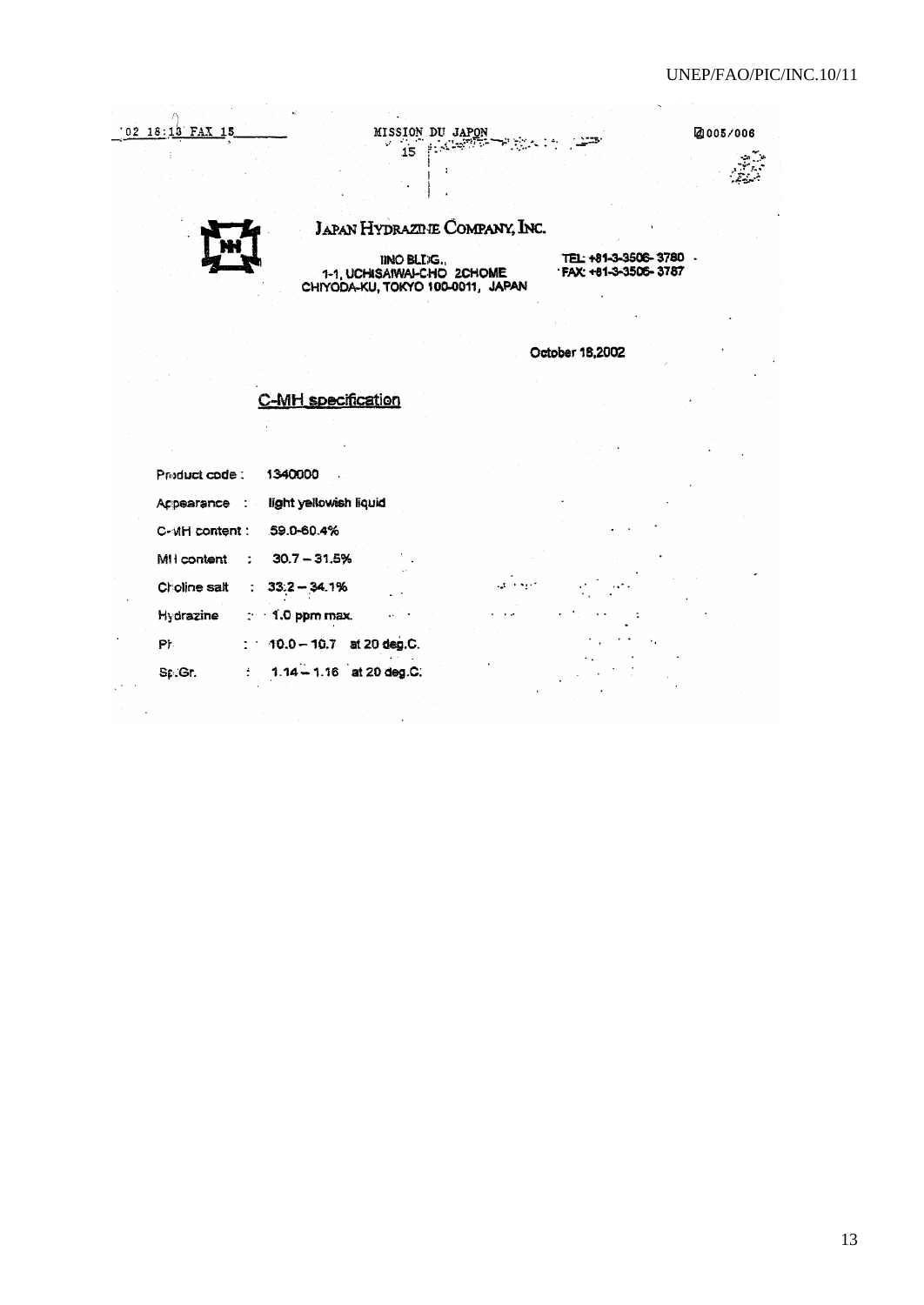'02 18:13 FAX 15 MISSION DU JAPON 15 005/006

JAPAN HYDRAZINE COMPANY, INC.

IINO BLDG.,
1-1, UCHISAIWAI-CHO 2CHOME
CHIYODA-KU, TOKYO 100-0011, JAPAN

TEL: +81-3-3506-3780
FAX: +81-3-3506-3787

October 18,2002

## C-MH specification

| | | |
|---|---|---|
| Product code | : | 1340000 |
| Appearance | : | light yellowish liquid |
| C-MH content | : | 59.0-60.4% |
| MH content | : | 30.7 – 31.5% |
| Choline salt | : | 33.2 – 34.1% |
| Hydrazine | : | 1.0 ppm max. |
| PH | : | 10.0 – 10.7 at 20 deg.C. |
| Sp.Gr. | : | 1.14 – 1.16 at 20 deg.C. |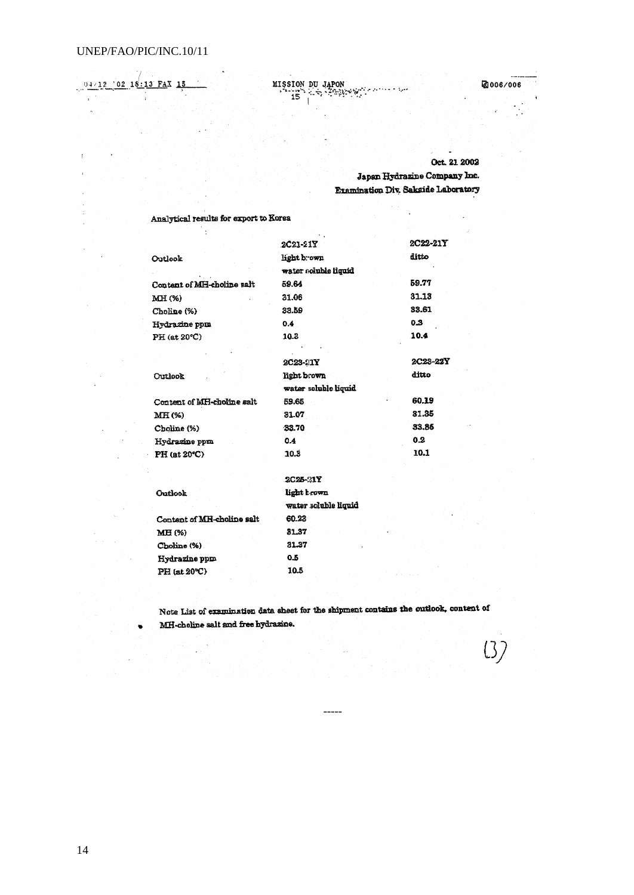04/12 '02 18:13 FAX 15 MISSION DU JAPON 15 006/006

Oct. 21 2002
Japan Hydrazine Company Inc.
Examination Div. Sakaide Laboratory

Analytical results for export to Korea

| | 2C21-21Y | 2C22-21Y |
|---|---|---|
| Outlook | light brown water soluble liquid | ditto |
| Content of MH-choline salt | 59.64 | 59.77 |
| MH (%) | 31.06 | 31.13 |
| Choline (%) | 33.59 | 33.61 |
| Hydrazine ppm | 0.4 | 0.3 |
| PH (at 20°C) | 10.3 | 10.4 |

| | 2C23-21Y | 2C23-22Y |
|---|---|---|
| Outlook | light brown water soluble liquid | ditto |
| Content of MH-choline salt | 59.65 | 60.19 |
| MH (%) | 31.07 | 31.35 |
| Choline (%) | 33.70 | 33.86 |
| Hydrazine ppm | 0.4 | 0.2 |
| PH (at 20°C) | 10.5 | 10.1 |

| | 2C25-21Y |
|---|---|
| Outlook | light brown water soluble liquid |
| Content of MH-choline salt | 60.23 |
| MH (%) | 31.37 |
| Choline (%) | 31.37 |
| Hydrazine ppm | 0.5 |
| PH (at 20°C) | 10.5 |

Note List of examination data sheet for the shipment contains the outlook, content of MH-choline salt and free hydrazine.

(3)

-----